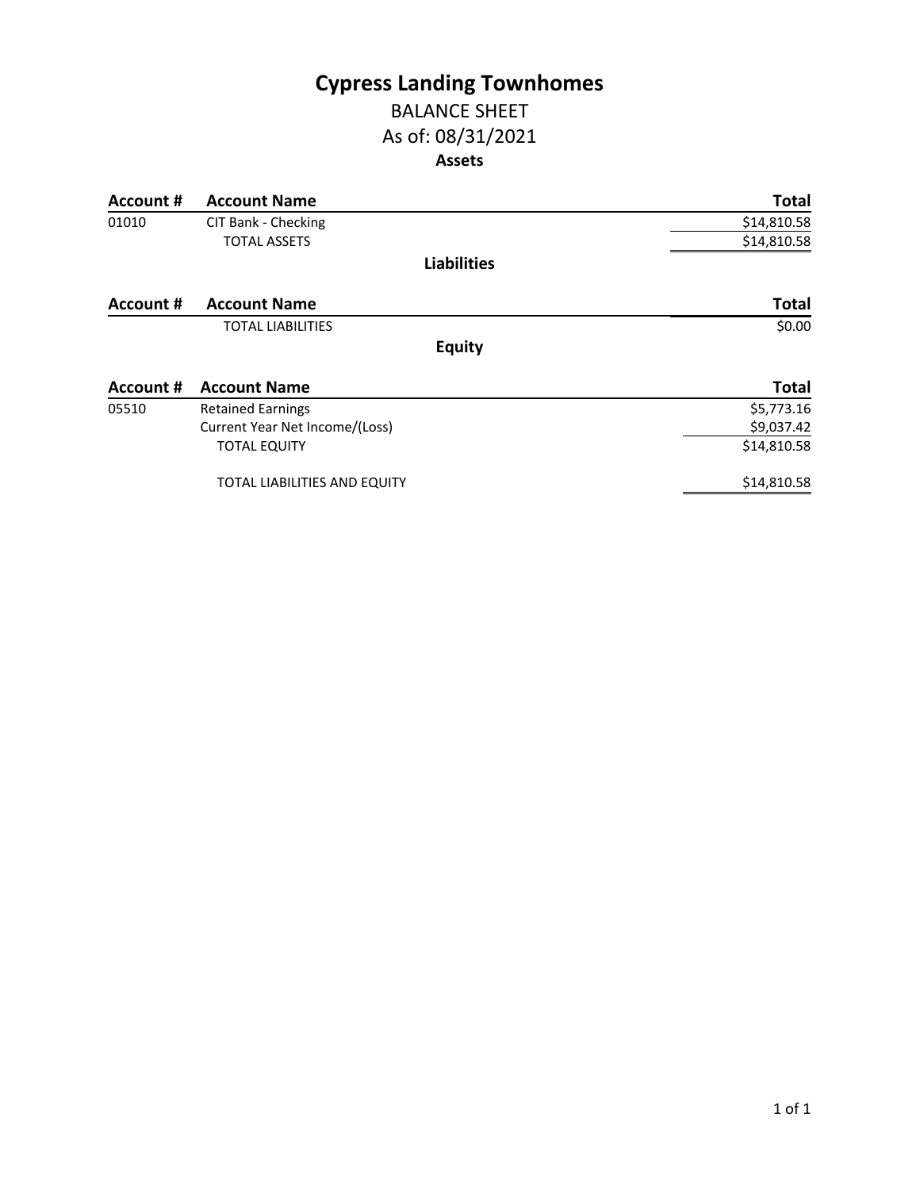# Cypress Landing Townhomes

## BALANCE SHEET

## As of: 08/31/2021

### Assets

| Account # | Account Name | Total |
| --- | --- | --- |
| 01010 | CIT Bank - Checking | $14,810.58 |
| | TOTAL ASSETS | $14,810.58 |

### Liabilities

| Account # | Account Name | Total |
| --- | --- | --- |
| | TOTAL LIABILITIES | $0.00 |

### Equity

| Account # | Account Name | Total |
| --- | --- | --- |
| 05510 | Retained Earnings | $5,773.16 |
| | Current Year Net Income/(Loss) | $9,037.42 |
| | TOTAL EQUITY | $14,810.58 |
| | TOTAL LIABILITIES AND EQUITY | $14,810.58 |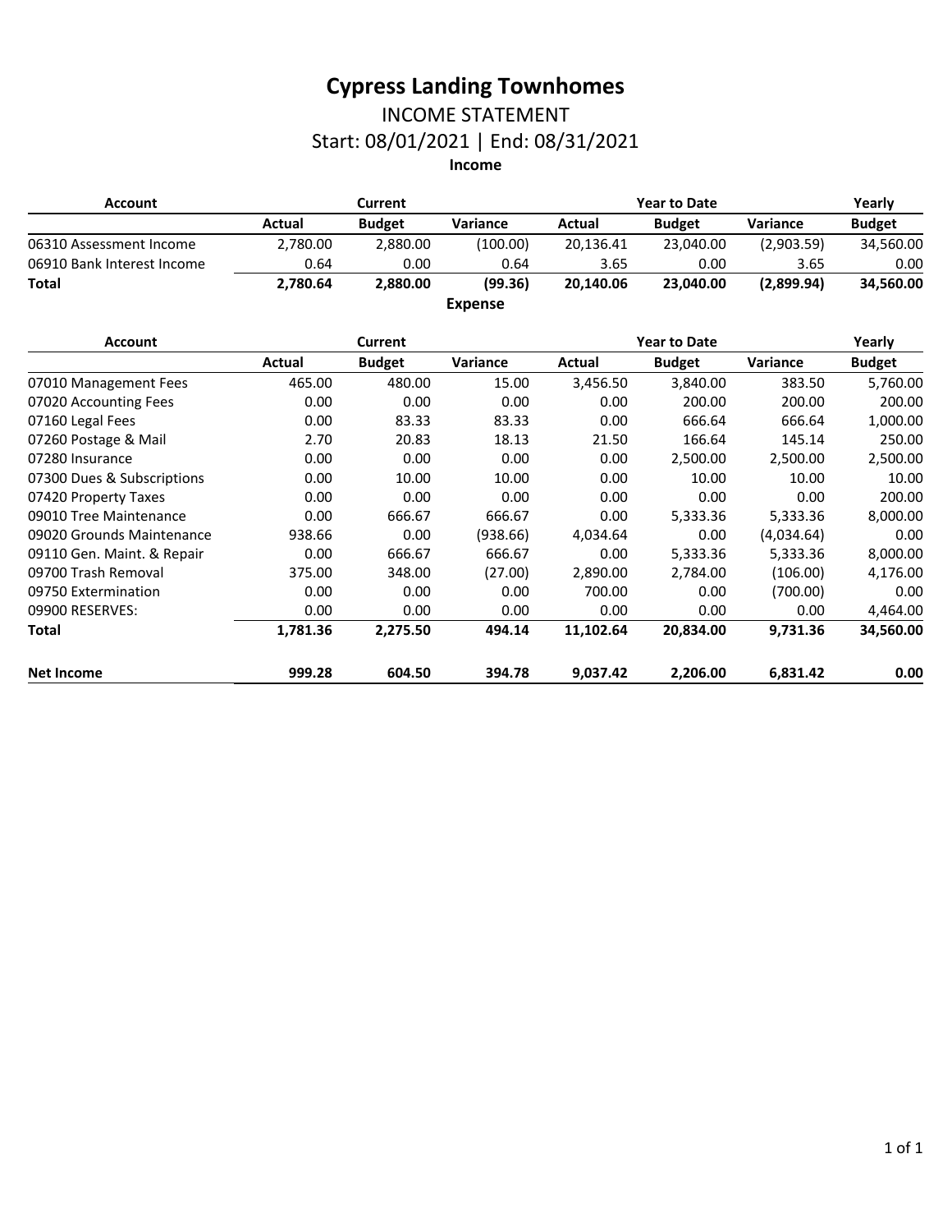# Cypress Landing Townhomes

## INCOME STATEMENT

### Start: 08/01/2021 | End: 08/31/2021

**Income**

| Account | Current | | | Year to Date | | | Yearly |
|---|---|---|---|---|---|---|---|
| | Actual | Budget | Variance | Actual | Budget | Variance | Budget |
| 06310 Assessment Income | 2,780.00 | 2,880.00 | (100.00) | 20,136.41 | 23,040.00 | (2,903.59) | 34,560.00 |
| 06910 Bank Interest Income | 0.64 | 0.00 | 0.64 | 3.65 | 0.00 | 3.65 | 0.00 |
| **Total** | **2,780.64** | **2,880.00** | **(99.36)** | **20,140.06** | **23,040.00** | **(2,899.94)** | **34,560.00** |

**Expense**

| Account | Current | | | Year to Date | | | Yearly |
|---|---|---|---|---|---|---|---|
| | Actual | Budget | Variance | Actual | Budget | Variance | Budget |
| 07010 Management Fees | 465.00 | 480.00 | 15.00 | 3,456.50 | 3,840.00 | 383.50 | 5,760.00 |
| 07020 Accounting Fees | 0.00 | 0.00 | 0.00 | 0.00 | 200.00 | 200.00 | 200.00 |
| 07160 Legal Fees | 0.00 | 83.33 | 83.33 | 0.00 | 666.64 | 666.64 | 1,000.00 |
| 07260 Postage & Mail | 2.70 | 20.83 | 18.13 | 21.50 | 166.64 | 145.14 | 250.00 |
| 07280 Insurance | 0.00 | 0.00 | 0.00 | 0.00 | 2,500.00 | 2,500.00 | 2,500.00 |
| 07300 Dues & Subscriptions | 0.00 | 10.00 | 10.00 | 0.00 | 10.00 | 10.00 | 10.00 |
| 07420 Property Taxes | 0.00 | 0.00 | 0.00 | 0.00 | 0.00 | 0.00 | 200.00 |
| 09010 Tree Maintenance | 0.00 | 666.67 | 666.67 | 0.00 | 5,333.36 | 5,333.36 | 8,000.00 |
| 09020 Grounds Maintenance | 938.66 | 0.00 | (938.66) | 4,034.64 | 0.00 | (4,034.64) | 0.00 |
| 09110 Gen. Maint. & Repair | 0.00 | 666.67 | 666.67 | 0.00 | 5,333.36 | 5,333.36 | 8,000.00 |
| 09700 Trash Removal | 375.00 | 348.00 | (27.00) | 2,890.00 | 2,784.00 | (106.00) | 4,176.00 |
| 09750 Extermination | 0.00 | 0.00 | 0.00 | 700.00 | 0.00 | (700.00) | 0.00 |
| 09900 RESERVES: | 0.00 | 0.00 | 0.00 | 0.00 | 0.00 | 0.00 | 4,464.00 |
| **Total** | **1,781.36** | **2,275.50** | **494.14** | **11,102.64** | **20,834.00** | **9,731.36** | **34,560.00** |
| **Net Income** | **999.28** | **604.50** | **394.78** | **9,037.42** | **2,206.00** | **6,831.42** | **0.00** |